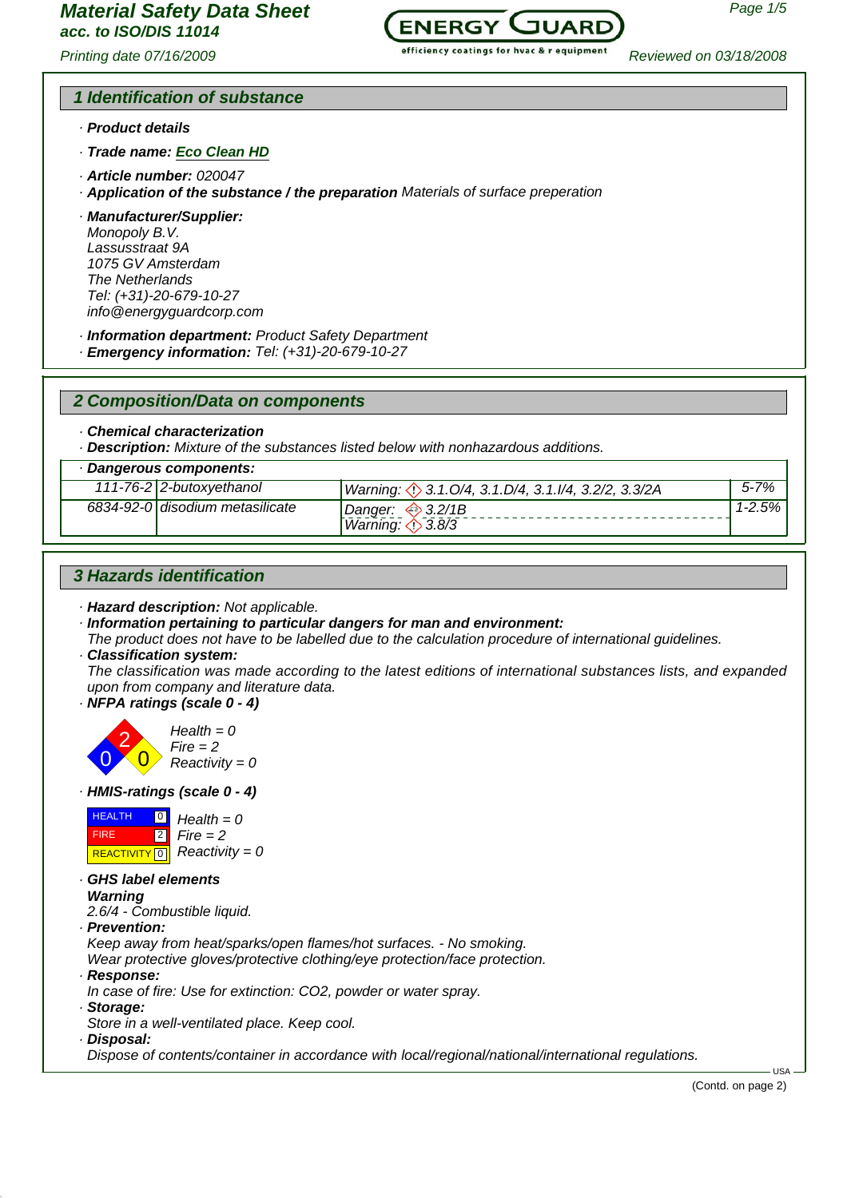# Material Safety Data Sheet
**acc. to ISO/DIS 11014**

Printing date 07/16/2009 — Reviewed on 03/18/2008

## 1 Identification of substance

· **Product details**

· **Trade name: Eco Clean HD**

· **Article number:** 020047

· **Application of the substance / the preparation** Materials of surface preperation

· **Manufacturer/Supplier:**
Monopoly B.V.
Lassusstraat 9A
1075 GV Amsterdam
The Netherlands
Tel: (+31)-20-679-10-27
info@energyguardcorp.com

· **Information department:** Product Safety Department

· **Emergency information:** Tel: (+31)-20-679-10-27

## 2 Composition/Data on components

· **Chemical characterization**

· **Description:** Mixture of the substances listed below with nonhazardous additions.

· **Dangerous components:**

| CAS | Name | Classification | Content |
|---|---|---|---|
| 111-76-2 | 2-butoxyethanol | Warning: 3.1.O/4, 3.1.D/4, 3.1.I/4, 3.2/2, 3.3/2A | 5-7% |
| 6834-92-0 | disodium metasilicate | Danger: 3.2/1B<br>Warning: 3.8/3 | 1-2.5% |

## 3 Hazards identification

· **Hazard description:** Not applicable.

· **Information pertaining to particular dangers for man and environment:**
The product does not have to be labelled due to the calculation procedure of international guidelines.

· **Classification system:**
The classification was made according to the latest editions of international substances lists, and expanded upon from company and literature data.

· **NFPA ratings (scale 0 - 4)**

Health = 0
Fire = 2
Reactivity = 0

· **HMIS-ratings (scale 0 - 4)**

| | |
|---|---|
| HEALTH | 0 |
| FIRE | 2 |
| REACTIVITY | 0 |

Health = 0
Fire = 2
Reactivity = 0

· **GHS label elements**
**Warning**
2.6/4 - Combustible liquid.

· **Prevention:**
Keep away from heat/sparks/open flames/hot surfaces. - No smoking.
Wear protective gloves/protective clothing/eye protection/face protection.

· **Response:**
In case of fire: Use for extinction: $CO_2$, powder or water spray.

· **Storage:**
Store in a well-ventilated place. Keep cool.

· **Disposal:**
Dispose of contents/container in accordance with local/regional/national/international regulations.

(Contd. on page 2)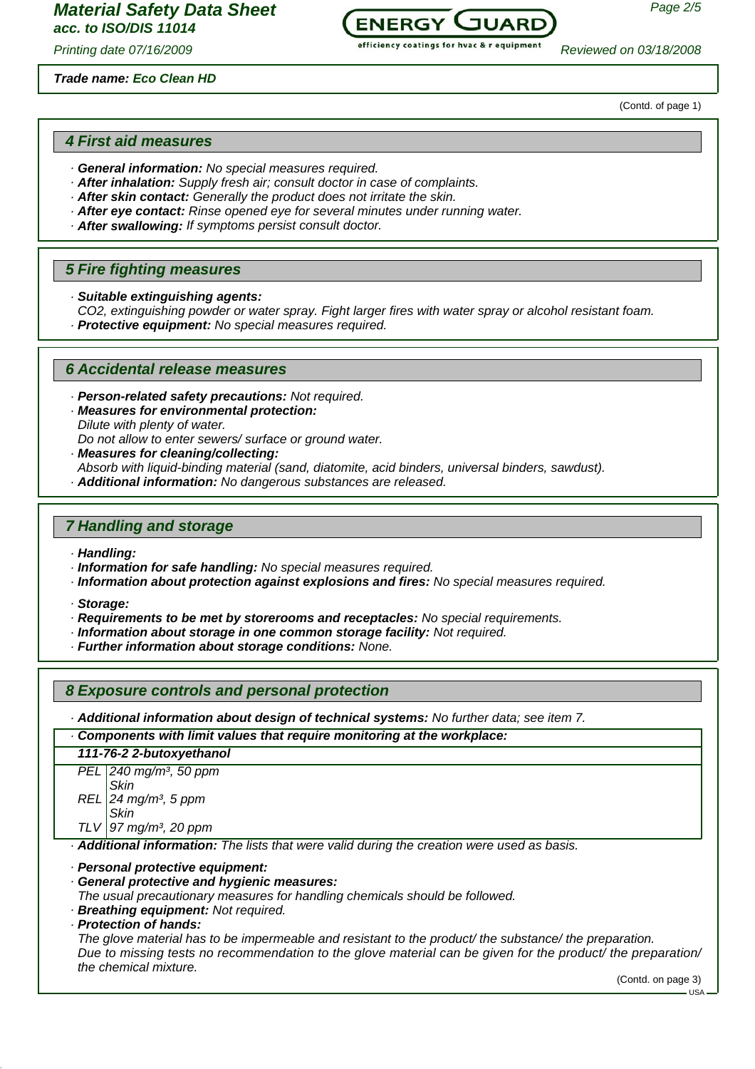**Trade name: Eco Clean HD**

(Contd. of page 1)

## 4 First aid measures

· **General information:** No special measures required.
· **After inhalation:** Supply fresh air; consult doctor in case of complaints.
· **After skin contact:** Generally the product does not irritate the skin.
· **After eye contact:** Rinse opened eye for several minutes under running water.
· **After swallowing:** If symptoms persist consult doctor.

## 5 Fire fighting measures

· **Suitable extinguishing agents:**
$CO_2$, extinguishing powder or water spray. Fight larger fires with water spray or alcohol resistant foam.
· **Protective equipment:** No special measures required.

## 6 Accidental release measures

· **Person-related safety precautions:** Not required.
· **Measures for environmental protection:**
Dilute with plenty of water.
Do not allow to enter sewers/ surface or ground water.
· **Measures for cleaning/collecting:**
Absorb with liquid-binding material (sand, diatomite, acid binders, universal binders, sawdust).
· **Additional information:** No dangerous substances are released.

## 7 Handling and storage

· **Handling:**
· **Information for safe handling:** No special measures required.
· **Information about protection against explosions and fires:** No special measures required.

· **Storage:**
· **Requirements to be met by storerooms and receptacles:** No special requirements.
· **Information about storage in one common storage facility:** Not required.
· **Further information about storage conditions:** None.

## 8 Exposure controls and personal protection

· **Additional information about design of technical systems:** No further data; see item 7.

· **Components with limit values that require monitoring at the workplace:**

| **111-76-2 2-butoxyethanol** | |
|---|---|
| PEL | 240 mg/m³, 50 ppm<br>Skin |
| REL | 24 mg/m³, 5 ppm<br>Skin |
| TLV | 97 mg/m³, 20 ppm |

· **Additional information:** The lists that were valid during the creation were used as basis.

· **Personal protective equipment:**
· **General protective and hygienic measures:**
The usual precautionary measures for handling chemicals should be followed.
· **Breathing equipment:** Not required.
· **Protection of hands:**
The glove material has to be impermeable and resistant to the product/ the substance/ the preparation.
Due to missing tests no recommendation to the glove material can be given for the product/ the preparation/ the chemical mixture.

(Contd. on page 3)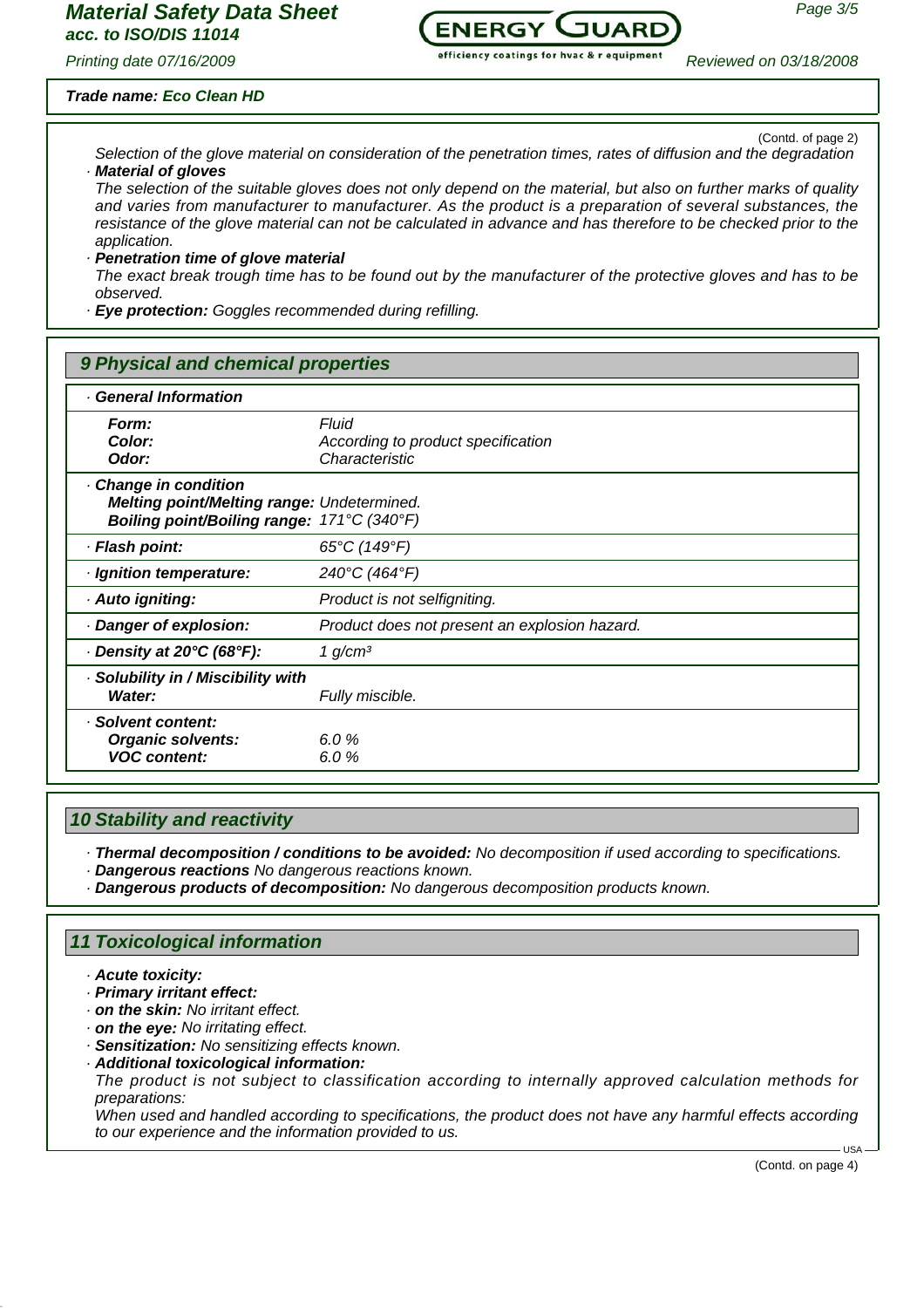**Trade name: Eco Clean HD**

(Contd. of page 2)

Selection of the glove material on consideration of the penetration times, rates of diffusion and the degradation

· **Material of gloves**

The selection of the suitable gloves does not only depend on the material, but also on further marks of quality and varies from manufacturer to manufacturer. As the product is a preparation of several substances, the resistance of the glove material can not be calculated in advance and has therefore to be checked prior to the application.

· **Penetration time of glove material**

The exact break trough time has to be found out by the manufacturer of the protective gloves and has to be observed.

· **Eye protection:** Goggles recommended during refilling.

## 9 Physical and chemical properties

| · **General Information** | |
|---|---|
| **Form:** | Fluid |
| **Color:** | According to product specification |
| **Odor:** | Characteristic |
| · **Change in condition** | |
| **Melting point/Melting range:** | Undetermined. |
| **Boiling point/Boiling range:** | 171°C (340°F) |
| · **Flash point:** | 65°C (149°F) |
| · **Ignition temperature:** | 240°C (464°F) |
| · **Auto igniting:** | Product is not selfigniting. |
| · **Danger of explosion:** | Product does not present an explosion hazard. |
| · **Density at 20°C (68°F):** | 1 g/cm³ |
| · **Solubility in / Miscibility with** | |
| **Water:** | Fully miscible. |
| · **Solvent content:** | |
| **Organic solvents:** | 6.0 % |
| **VOC content:** | 6.0 % |

## 10 Stability and reactivity

· **Thermal decomposition / conditions to be avoided:** No decomposition if used according to specifications.
· **Dangerous reactions** No dangerous reactions known.
· **Dangerous products of decomposition:** No dangerous decomposition products known.

## 11 Toxicological information

· **Acute toxicity:**
· **Primary irritant effect:**
· **on the skin:** No irritant effect.
· **on the eye:** No irritating effect.
· **Sensitization:** No sensitizing effects known.
· **Additional toxicological information:**

The product is not subject to classification according to internally approved calculation methods for preparations:

When used and handled according to specifications, the product does not have any harmful effects according to our experience and the information provided to us.

(Contd. on page 4)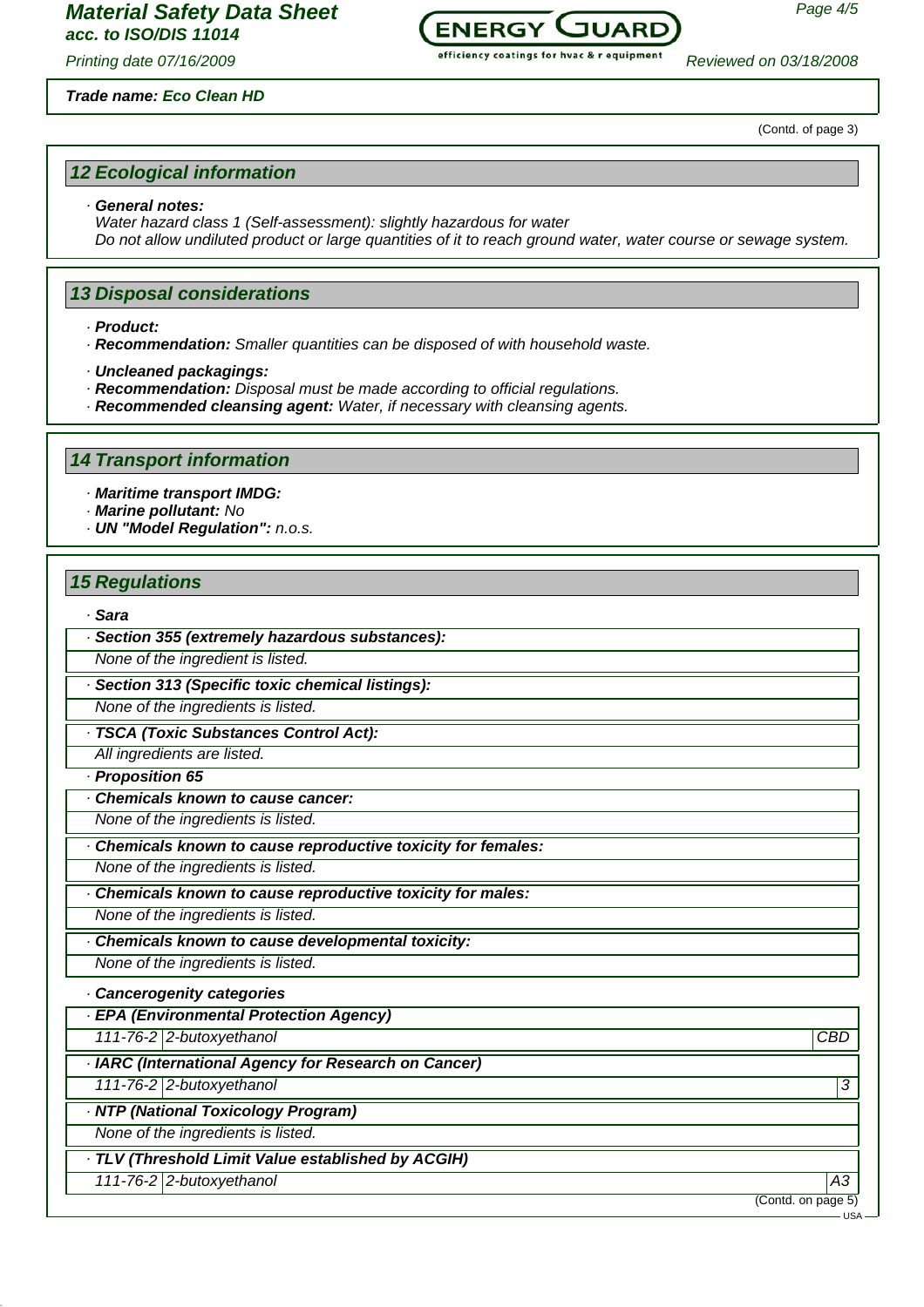**Trade name: Eco Clean HD**

(Contd. of page 3)

## 12 Ecological information

· **General notes:**
*Water hazard class 1 (Self-assessment): slightly hazardous for water*
*Do not allow undiluted product or large quantities of it to reach ground water, water course or sewage system.*

## 13 Disposal considerations

· **Product:**
· **Recommendation:** *Smaller quantities can be disposed of with household waste.*

· **Uncleaned packagings:**
· **Recommendation:** *Disposal must be made according to official regulations.*
· **Recommended cleansing agent:** *Water, if necessary with cleansing agents.*

## 14 Transport information

· **Maritime transport IMDG:**
· **Marine pollutant:** *No*
· **UN "Model Regulation":** *n.o.s.*

## 15 Regulations

· **Sara**

· **Section 355 (extremely hazardous substances):**
*None of the ingredient is listed.*

· **Section 313 (Specific toxic chemical listings):**
*None of the ingredients is listed.*

· **TSCA (Toxic Substances Control Act):**
*All ingredients are listed.*

· **Proposition 65**

· **Chemicals known to cause cancer:**
*None of the ingredients is listed.*

· **Chemicals known to cause reproductive toxicity for females:**
*None of the ingredients is listed.*

· **Chemicals known to cause reproductive toxicity for males:**
*None of the ingredients is listed.*

· **Chemicals known to cause developmental toxicity:**
*None of the ingredients is listed.*

· **Cancerogenity categories**

· **EPA (Environmental Protection Agency)**

| | | |
|---|---|---|
| 111-76-2 | 2-butoxyethanol | CBD |

· **IARC (International Agency for Research on Cancer)**

| | | |
|---|---|---|
| 111-76-2 | 2-butoxyethanol | 3 |

· **NTP (National Toxicology Program)**
*None of the ingredients is listed.*

· **TLV (Threshold Limit Value established by ACGIH)**

| | | |
|---|---|---|
| 111-76-2 | 2-butoxyethanol | A3 |

(Contd. on page 5)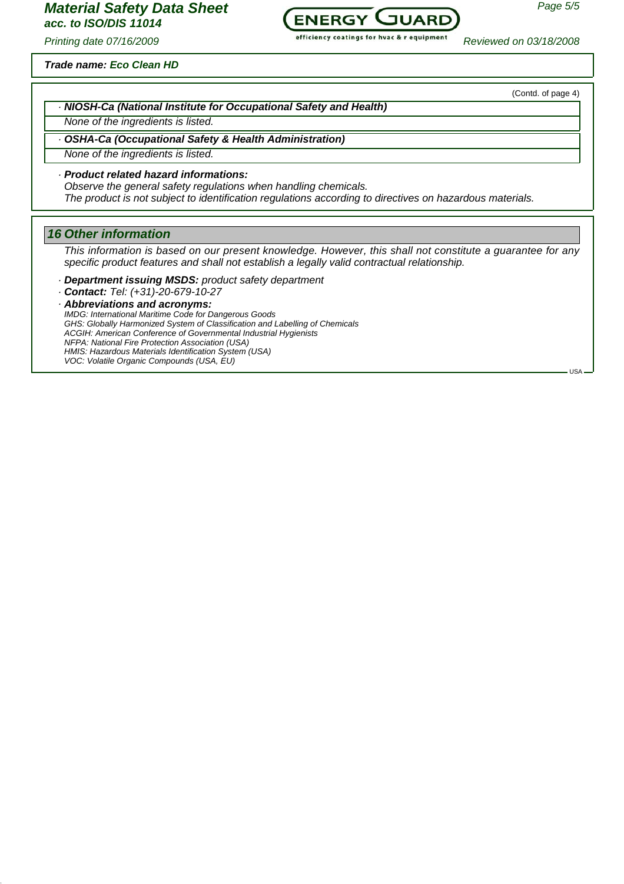**Trade name: Eco Clean HD**

(Contd. of page 4)

· **NIOSH-Ca (National Institute for Occupational Safety and Health)**

None of the ingredients is listed.

· **OSHA-Ca (Occupational Safety & Health Administration)**

None of the ingredients is listed.

· **Product related hazard informations:**

Observe the general safety regulations when handling chemicals.

The product is not subject to identification regulations according to directives on hazardous materials.

## 16 Other information

This information is based on our present knowledge. However, this shall not constitute a guarantee for any specific product features and shall not establish a legally valid contractual relationship.

· **Department issuing MSDS:** product safety department

· **Contact:** Tel: (+31)-20-679-10-27

· **Abbreviations and acronyms:**

IMDG: International Maritime Code for Dangerous Goods
GHS: Globally Harmonized System of Classification and Labelling of Chemicals
ACGIH: American Conference of Governmental Industrial Hygienists
NFPA: National Fire Protection Association (USA)
HMIS: Hazardous Materials Identification System (USA)
VOC: Volatile Organic Compounds (USA, EU)

USA